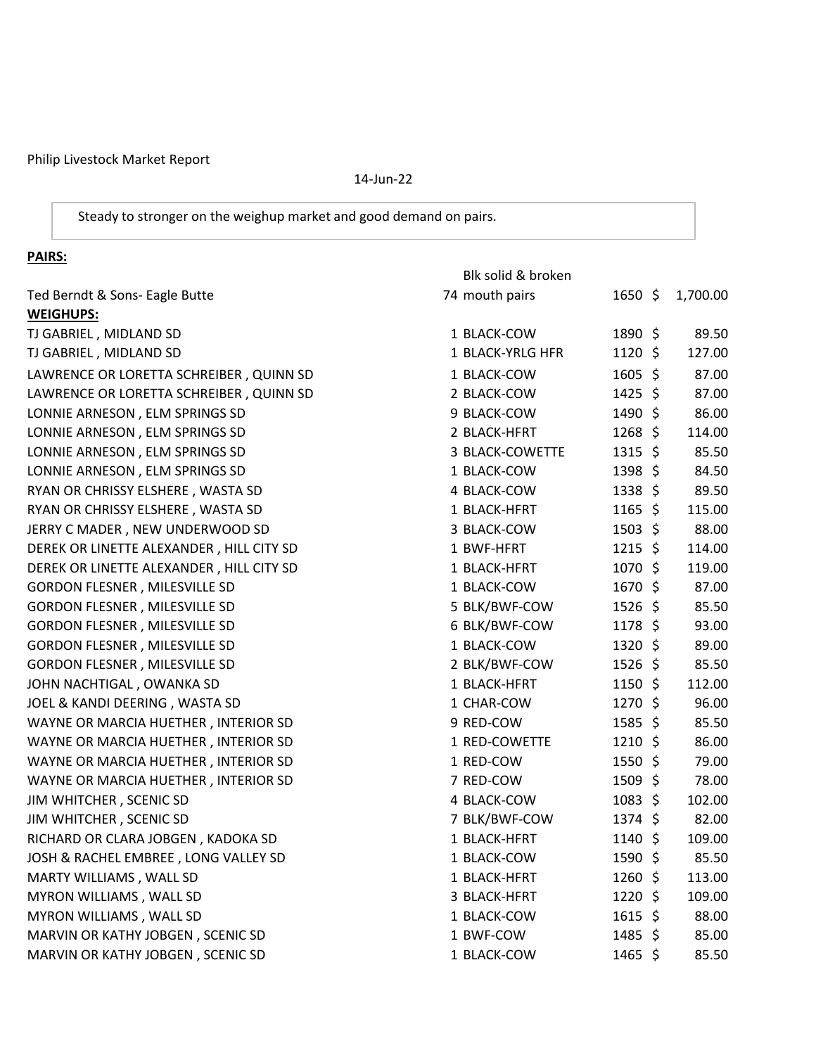Philip Livestock Market Report

14-Jun-22

Steady to stronger on the weighup market and good demand on pairs.

**PAIRS:**

| | | | | |
|---|---|---|---|---|
| Ted Berndt & Sons- Eagle Butte | 74 | Blk solid & broken mouth pairs | 1650 | $ 1,700.00 |

**WEIGHUPS:**

| | | | | |
|---|---|---|---|---|
| TJ GABRIEL , MIDLAND SD | 1 | BLACK-COW | 1890 | $ 89.50 |
| TJ GABRIEL , MIDLAND SD | 1 | BLACK-YRLG HFR | 1120 | $ 127.00 |
| LAWRENCE OR LORETTA SCHREIBER , QUINN SD | 1 | BLACK-COW | 1605 | $ 87.00 |
| LAWRENCE OR LORETTA SCHREIBER , QUINN SD | 2 | BLACK-COW | 1425 | $ 87.00 |
| LONNIE ARNESON , ELM SPRINGS SD | 9 | BLACK-COW | 1490 | $ 86.00 |
| LONNIE ARNESON , ELM SPRINGS SD | 2 | BLACK-HFRT | 1268 | $ 114.00 |
| LONNIE ARNESON , ELM SPRINGS SD | 3 | BLACK-COWETTE | 1315 | $ 85.50 |
| LONNIE ARNESON , ELM SPRINGS SD | 1 | BLACK-COW | 1398 | $ 84.50 |
| RYAN OR CHRISSY ELSHERE , WASTA SD | 4 | BLACK-COW | 1338 | $ 89.50 |
| RYAN OR CHRISSY ELSHERE , WASTA SD | 1 | BLACK-HFRT | 1165 | $ 115.00 |
| JERRY C MADER , NEW UNDERWOOD SD | 3 | BLACK-COW | 1503 | $ 88.00 |
| DEREK OR LINETTE ALEXANDER , HILL CITY SD | 1 | BWF-HFRT | 1215 | $ 114.00 |
| DEREK OR LINETTE ALEXANDER , HILL CITY SD | 1 | BLACK-HFRT | 1070 | $ 119.00 |
| GORDON FLESNER , MILESVILLE SD | 1 | BLACK-COW | 1670 | $ 87.00 |
| GORDON FLESNER , MILESVILLE SD | 5 | BLK/BWF-COW | 1526 | $ 85.50 |
| GORDON FLESNER , MILESVILLE SD | 6 | BLK/BWF-COW | 1178 | $ 93.00 |
| GORDON FLESNER , MILESVILLE SD | 1 | BLACK-COW | 1320 | $ 89.00 |
| GORDON FLESNER , MILESVILLE SD | 2 | BLK/BWF-COW | 1526 | $ 85.50 |
| JOHN NACHTIGAL , OWANKA SD | 1 | BLACK-HFRT | 1150 | $ 112.00 |
| JOEL & KANDI DEERING , WASTA SD | 1 | CHAR-COW | 1270 | $ 96.00 |
| WAYNE OR MARCIA HUETHER , INTERIOR SD | 9 | RED-COW | 1585 | $ 85.50 |
| WAYNE OR MARCIA HUETHER , INTERIOR SD | 1 | RED-COWETTE | 1210 | $ 86.00 |
| WAYNE OR MARCIA HUETHER , INTERIOR SD | 1 | RED-COW | 1550 | $ 79.00 |
| WAYNE OR MARCIA HUETHER , INTERIOR SD | 7 | RED-COW | 1509 | $ 78.00 |
| JIM WHITCHER , SCENIC SD | 4 | BLACK-COW | 1083 | $ 102.00 |
| JIM WHITCHER , SCENIC SD | 7 | BLK/BWF-COW | 1374 | $ 82.00 |
| RICHARD OR CLARA JOBGEN , KADOKA SD | 1 | BLACK-HFRT | 1140 | $ 109.00 |
| JOSH & RACHEL EMBREE , LONG VALLEY SD | 1 | BLACK-COW | 1590 | $ 85.50 |
| MARTY WILLIAMS , WALL SD | 1 | BLACK-HFRT | 1260 | $ 113.00 |
| MYRON WILLIAMS , WALL SD | 3 | BLACK-HFRT | 1220 | $ 109.00 |
| MYRON WILLIAMS , WALL SD | 1 | BLACK-COW | 1615 | $ 88.00 |
| MARVIN OR KATHY JOBGEN , SCENIC SD | 1 | BWF-COW | 1485 | $ 85.00 |
| MARVIN OR KATHY JOBGEN , SCENIC SD | 1 | BLACK-COW | 1465 | $ 85.50 |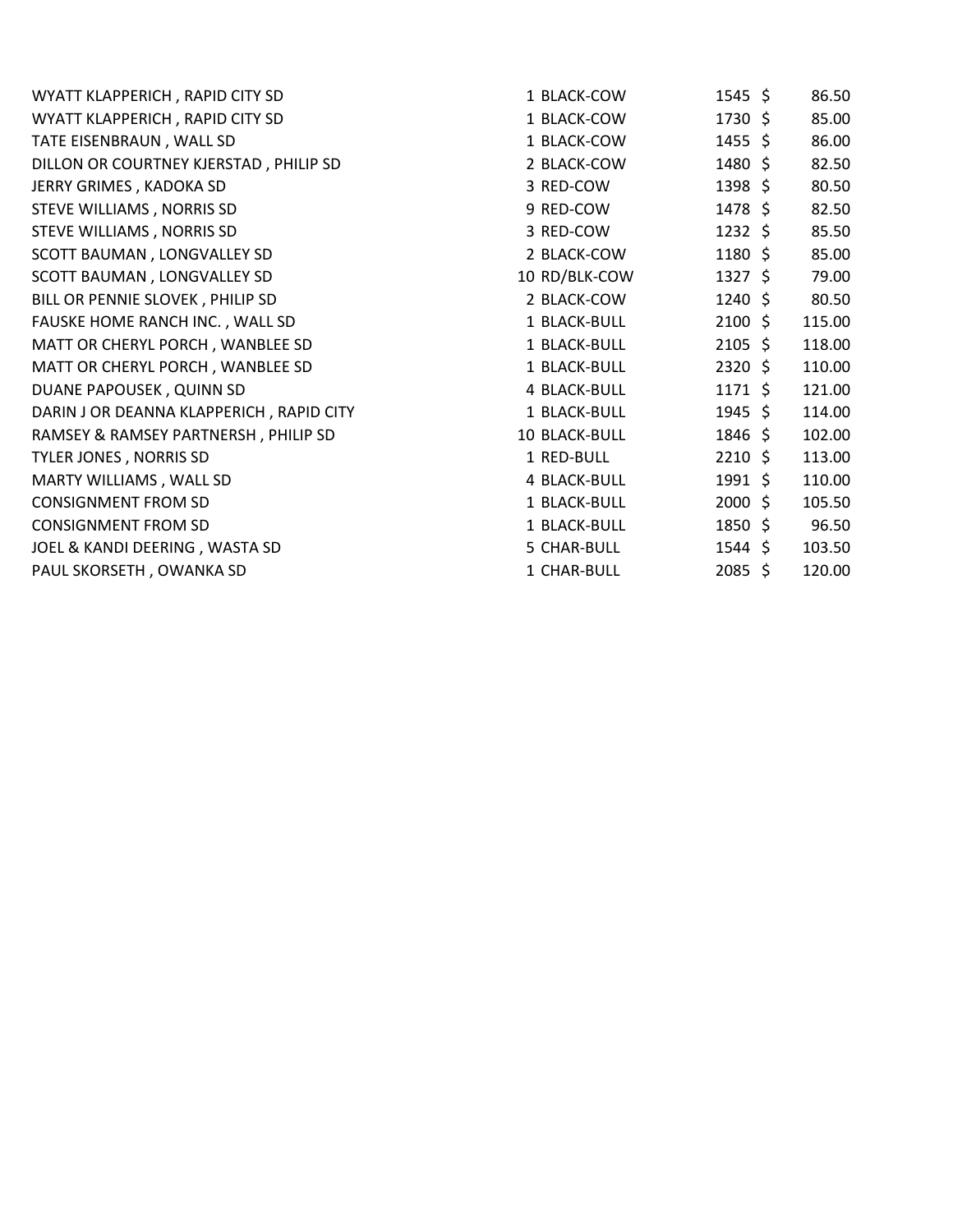| | | | | | |
|---|---|---|---|---|---|
| WYATT KLAPPERICH , RAPID CITY SD | 1 | BLACK-COW | 1545 | $ | 86.50 |
| WYATT KLAPPERICH , RAPID CITY SD | 1 | BLACK-COW | 1730 | $ | 85.00 |
| TATE EISENBRAUN , WALL SD | 1 | BLACK-COW | 1455 | $ | 86.00 |
| DILLON OR COURTNEY KJERSTAD , PHILIP SD | 2 | BLACK-COW | 1480 | $ | 82.50 |
| JERRY GRIMES , KADOKA SD | 3 | RED-COW | 1398 | $ | 80.50 |
| STEVE WILLIAMS , NORRIS SD | 9 | RED-COW | 1478 | $ | 82.50 |
| STEVE WILLIAMS , NORRIS SD | 3 | RED-COW | 1232 | $ | 85.50 |
| SCOTT BAUMAN , LONGVALLEY SD | 2 | BLACK-COW | 1180 | $ | 85.00 |
| SCOTT BAUMAN , LONGVALLEY SD | 10 | RD/BLK-COW | 1327 | $ | 79.00 |
| BILL OR PENNIE SLOVEK , PHILIP SD | 2 | BLACK-COW | 1240 | $ | 80.50 |
| FAUSKE HOME RANCH INC. , WALL SD | 1 | BLACK-BULL | 2100 | $ | 115.00 |
| MATT OR CHERYL PORCH , WANBLEE SD | 1 | BLACK-BULL | 2105 | $ | 118.00 |
| MATT OR CHERYL PORCH , WANBLEE SD | 1 | BLACK-BULL | 2320 | $ | 110.00 |
| DUANE PAPOUSEK , QUINN SD | 4 | BLACK-BULL | 1171 | $ | 121.00 |
| DARIN J OR DEANNA KLAPPERICH , RAPID CITY | 1 | BLACK-BULL | 1945 | $ | 114.00 |
| RAMSEY & RAMSEY PARTNERSH , PHILIP SD | 10 | BLACK-BULL | 1846 | $ | 102.00 |
| TYLER JONES , NORRIS SD | 1 | RED-BULL | 2210 | $ | 113.00 |
| MARTY WILLIAMS , WALL SD | 4 | BLACK-BULL | 1991 | $ | 110.00 |
| CONSIGNMENT FROM SD | 1 | BLACK-BULL | 2000 | $ | 105.50 |
| CONSIGNMENT FROM SD | 1 | BLACK-BULL | 1850 | $ | 96.50 |
| JOEL & KANDI DEERING , WASTA SD | 5 | CHAR-BULL | 1544 | $ | 103.50 |
| PAUL SKORSETH , OWANKA SD | 1 | CHAR-BULL | 2085 | $ | 120.00 |